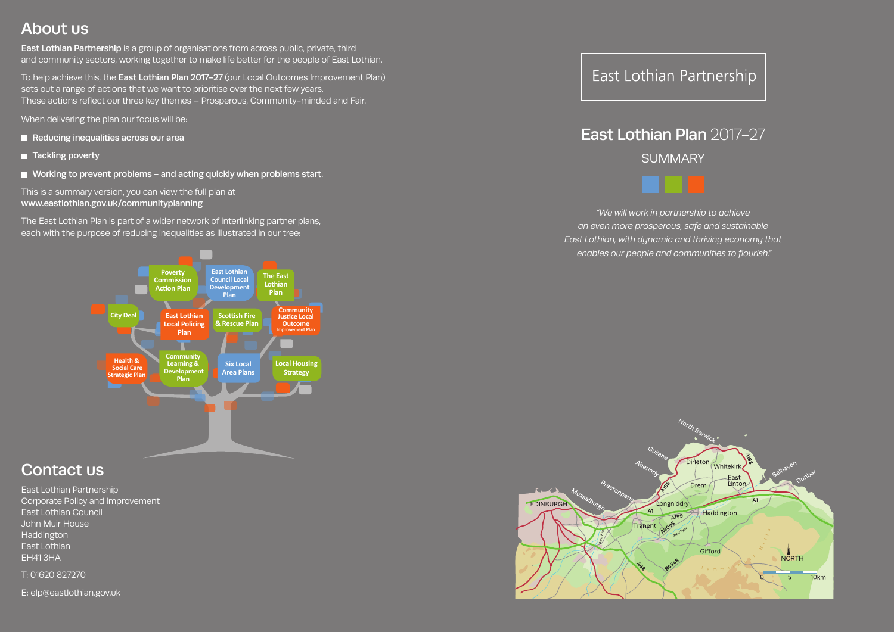## About us

**East Lothian Partnership** is a group of organisations from across public, private, third and community sectors, working together to make life better for the people of East Lothian.

To help achieve this, the **East Lothian Plan 2017–27** (our Local Outcomes Improvement Plan) sets out a range of actions that we want to prioritise over the next few years. These actions reflect our three key themes – Prosperous, Community-minded and Fair.

When delivering the plan our focus will be:

- **Reducing inequalities across our area**
- **Tackling poverty**
- **Working to prevent problems – and acting quickly when problems start.**

This is a summary version, you can view the full plan at **www.eastlothian.gov.uk/communityplanning**

The East Lothian Plan is part of a wider network of interlinking partner plans, each with the purpose of reducing inequalities as illustrated in our tree:

- Poverty Commission Action Plan
- East Lothian Council Local Development Plan
- The East Lothian Plan
- City Deal
- East Lothian Local Policing Plan
- Scottish Fire & Rescue Plan
- Community Justice Local Outcome Improvement Plan
- Health & Social Care Strategic Plan
- Community Learning & Development Plan
- Six Local Area Plans
- Local Housing Strategy

## Contact us

East Lothian Partnership
Corporate Policy and Improvement
East Lothian Council
John Muir House
Haddington
East Lothian
EH41 3HA

T: 01620 827270

E: elp@eastlothian.gov.uk

East Lothian Partnership

# East Lothian Plan 2017–27

SUMMARY

*"We will work in partnership to achieve an even more prosperous, safe and sustainable East Lothian, with dynamic and thriving economy that enables our people and communities to flourish."*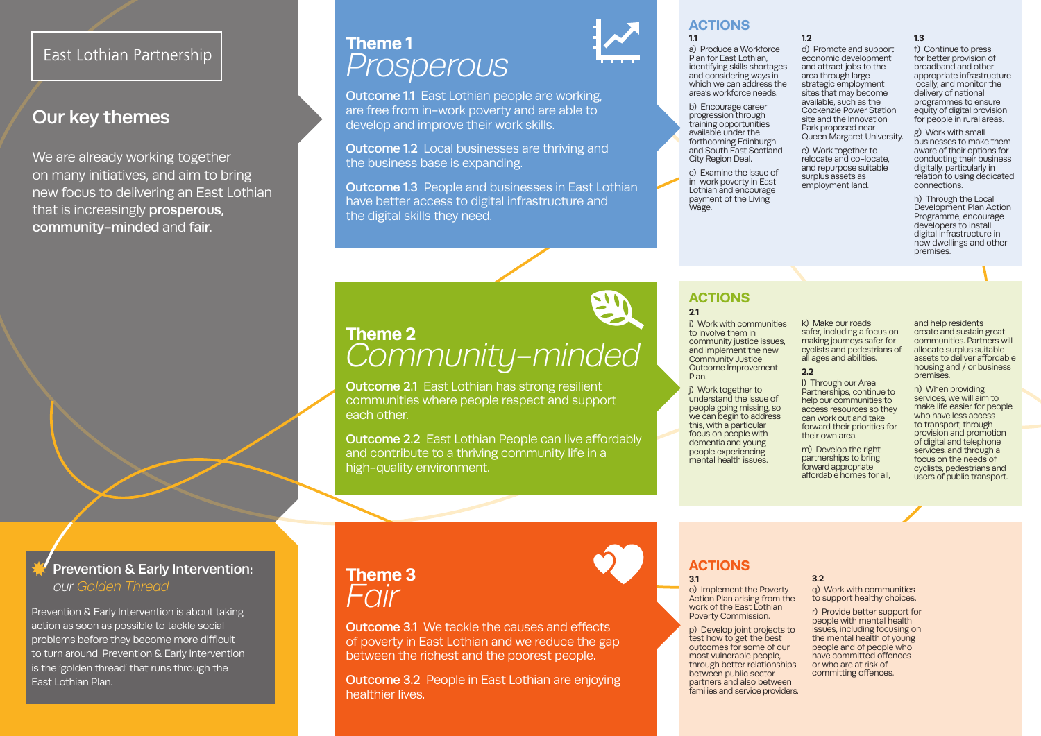East Lothian Partnership

## Our key themes

We are already working together on many initiatives, and aim to bring new focus to delivering an East Lothian that is increasingly **prosperous**, **community-minded** and **fair**.

## Theme 1 *Prosperous*

**Outcome 1.1** East Lothian people are working, are free from in-work poverty and are able to develop and improve their work skills.

**Outcome 1.2** Local businesses are thriving and the business base is expanding.

**Outcome 1.3** People and businesses in East Lothian have better access to digital infrastructure and the digital skills they need.

### ACTIONS

**1.1**

a) Produce a Workforce Plan for East Lothian, identifying skills shortages and considering ways in which we can address the area's workforce needs.

b) Encourage career progression through training opportunities available under the forthcoming Edinburgh and South East Scotland City Region Deal.

c) Examine the issue of in-work poverty in East Lothian and encourage payment of the Living Wage.

**1.2**

d) Promote and support economic development and attract jobs to the area through large strategic employment sites that may become available, such as the Cockenzie Power Station site and the Innovation Park proposed near Queen Margaret University.

e) Work together to relocate and co-locate, and repurpose suitable surplus assets as employment land.

**1.3**

f) Continue to press for better provision of broadband and other appropriate infrastructure locally, and monitor the delivery of national programmes to ensure equity of digital provision for people in rural areas.

g) Work with small businesses to make them aware of their options for conducting their business digitally, particularly in relation to using dedicated connections.

h) Through the Local Development Plan Action Programme, encourage developers to install digital infrastructure in new dwellings and other premises.

## Theme 2 *Community-minded*

**Outcome 2.1** East Lothian has strong resilient communities where people respect and support each other.

**Outcome 2.2** East Lothian People can live affordably and contribute to a thriving community life in a high-quality environment.

### ACTIONS

**2.1**

i) Work with communities to involve them in community justice issues, and implement the new Community Justice Outcome Improvement Plan.

j) Work together to understand the issue of people going missing, so we can begin to address this, with a particular focus on people with dementia and young people experiencing mental health issues.

k) Make our roads safer, including a focus on making journeys safer for cyclists and pedestrians of all ages and abilities.

**2.2**

l) Through our Area Partnerships, continue to help our communities to access resources so they can work out and take forward their priorities for their own area.

m) Develop the right partnerships to bring forward appropriate affordable homes for all, and help residents create and sustain great communities. Partners will allocate surplus suitable assets to deliver affordable housing and / or business premises.

n) When providing services, we will aim to make life easier for people who have less access to transport, through provision and promotion of digital and telephone services, and through a focus on the needs of cyclists, pedestrians and users of public transport.

## Prevention & Early Intervention: *our Golden Thread*

Prevention & Early Intervention is about taking action as soon as possible to tackle social problems before they become more difficult to turn around. Prevention & Early Intervention is the 'golden thread' that runs through the East Lothian Plan.

## Theme 3 *Fair*

**Outcome 3.1** We tackle the causes and effects of poverty in East Lothian and we reduce the gap between the richest and the poorest people.

**Outcome 3.2** People in East Lothian are enjoying healthier lives.

### ACTIONS

**3.1**

o) Implement the Poverty Action Plan arising from the work of the East Lothian Poverty Commission.

p) Develop joint projects to test how to get the best outcomes for some of our most vulnerable people, through better relationships between public sector partners and also between families and service providers.

**3.2**

q) Work with communities to support healthy choices.

r) Provide better support for people with mental health issues, including focusing on the mental health of young people and of people who have committed offences or who are at risk of committing offences.